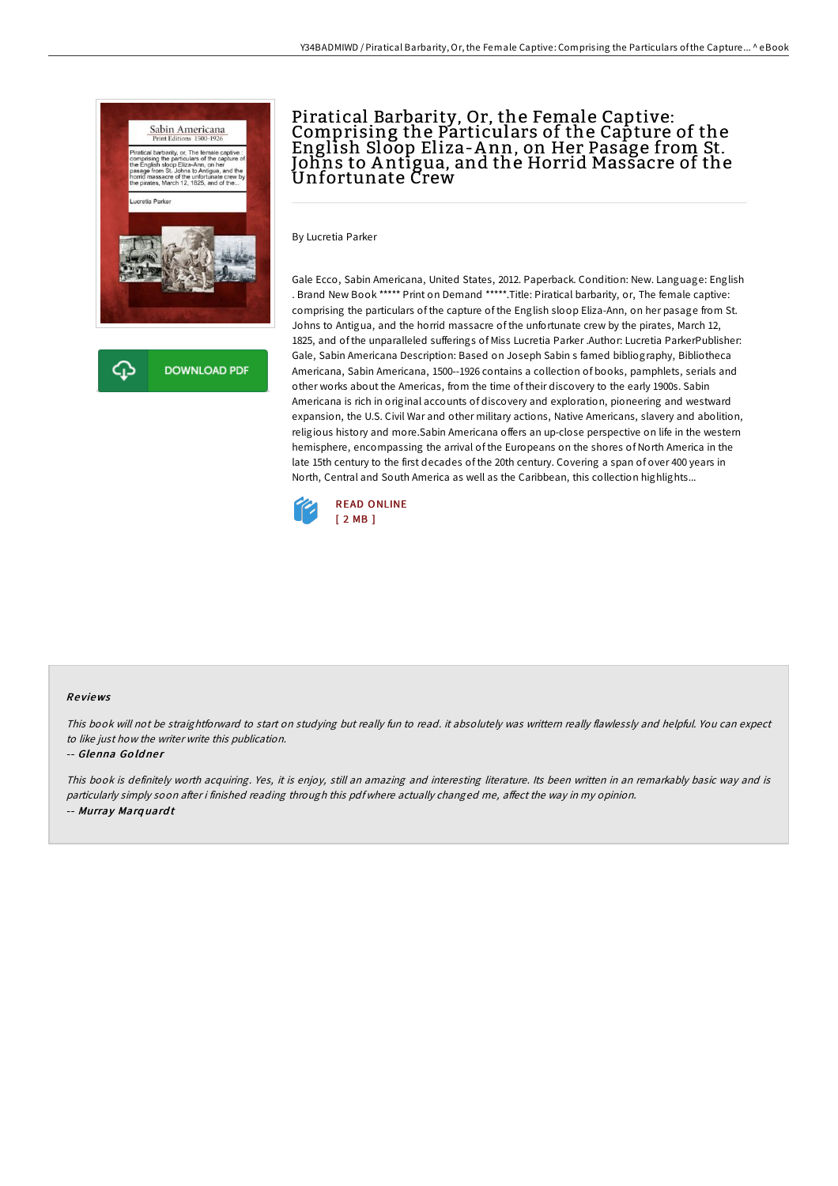# Piratical Barbarity, Or, the Female Captive: Comprising the Particulars of the Capture of the English Sloop Eliza-Ann, on Her Pasage from St. Johns to Antigua, and the Horrid Massacre of the Unfortunate Crew

By Lucretia Parker

Gale Ecco, Sabin Americana, United States, 2012. Paperback. Condition: New. Language: English . Brand New Book ***** Print on Demand *****.Title: Piratical barbarity, or, The female captive: comprising the particulars of the capture of the English sloop Eliza-Ann, on her pasage from St. Johns to Antigua, and the horrid massacre of the unfortunate crew by the pirates, March 12, 1825, and of the unparalleled sufferings of Miss Lucretia Parker .Author: Lucretia ParkerPublisher: Gale, Sabin Americana Description: Based on Joseph Sabin s famed bibliography, Bibliotheca Americana, Sabin Americana, 1500--1926 contains a collection of books, pamphlets, serials and other works about the Americas, from the time of their discovery to the early 1900s. Sabin Americana is rich in original accounts of discovery and exploration, pioneering and westward expansion, the U.S. Civil War and other military actions, Native Americans, slavery and abolition, religious history and more.Sabin Americana offers an up-close perspective on life in the western hemisphere, encompassing the arrival of the Europeans on the shores of North America in the late 15th century to the first decades of the 20th century. Covering a span of over 400 years in North, Central and South America as well as the Caribbean, this collection highlights...

DOWNLOAD PDF

READ ONLINE
[ 2 MB ]

## Reviews

*This book will not be straightforward to start on studying but really fun to read. it absolutely was writtern really flawlessly and helpful. You can expect to like just how the writer write this publication.*

-- *Glenna Goldner*

*This book is definitely worth acquiring. Yes, it is enjoy, still an amazing and interesting literature. Its been written in an remarkably basic way and is particularly simply soon after i finished reading through this pdf where actually changed me, affect the way in my opinion.*

-- *Murray Marquardt*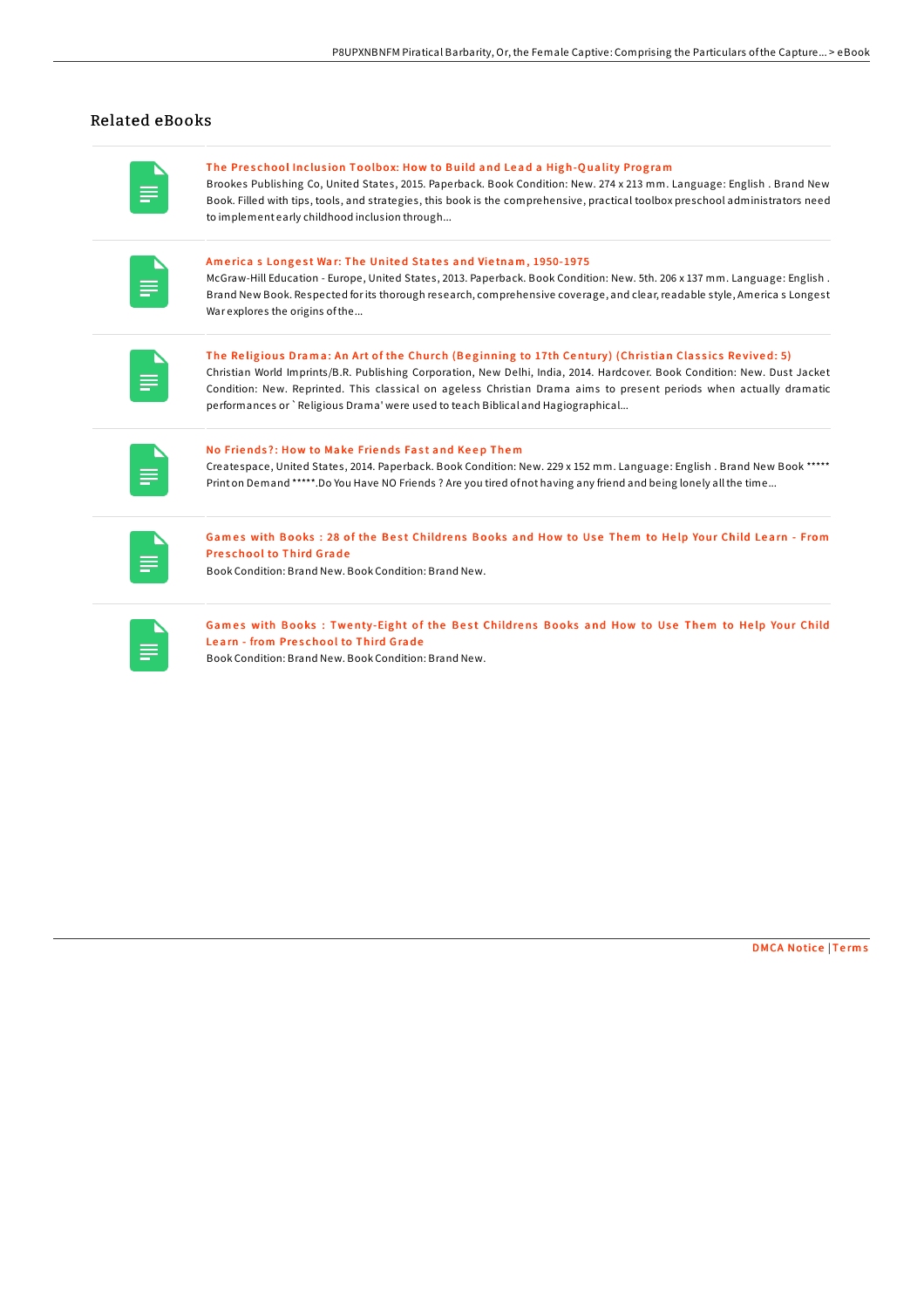## Related eBooks

### The Preschool Inclusion Toolbox: How to Build and Lead a High-Quality Program

Brookes Publishing Co, United States, 2015. Paperback. Book Condition: New. 274 x 213 mm. Language: English . Brand New Book. Filled with tips, tools, and strategies, this book is the comprehensive, practical toolbox preschool administrators need to implement early childhood inclusion through...

### America s Longest War: The United States and Vietnam, 1950-1975

McGraw-Hill Education - Europe, United States, 2013. Paperback. Book Condition: New. 5th. 206 x 137 mm. Language: English . Brand New Book. Respected for its thorough research, comprehensive coverage, and clear, readable style, America s Longest War explores the origins of the...

### The Religious Drama: An Art of the Church (Beginning to 17th Century) (Christian Classics Revived: 5)

Christian World Imprints/B.R. Publishing Corporation, New Delhi, India, 2014. Hardcover. Book Condition: New. Dust Jacket Condition: New. Reprinted. This classical on ageless Christian Drama aims to present periods when actually dramatic performances or `Religious Drama' were used to teach Biblical and Hagiographical...

### No Friends?: How to Make Friends Fast and Keep Them

Createspace, United States, 2014. Paperback. Book Condition: New. 229 x 152 mm. Language: English . Brand New Book ***** Print on Demand *****.Do You Have NO Friends ? Are you tired of not having any friend and being lonely all the time...

### Games with Books : 28 of the Best Childrens Books and How to Use Them to Help Your Child Learn - From Preschool to Third Grade

Book Condition: Brand New. Book Condition: Brand New.

### Games with Books : Twenty-Eight of the Best Childrens Books and How to Use Them to Help Your Child Learn - from Preschool to Third Grade

Book Condition: Brand New. Book Condition: Brand New.